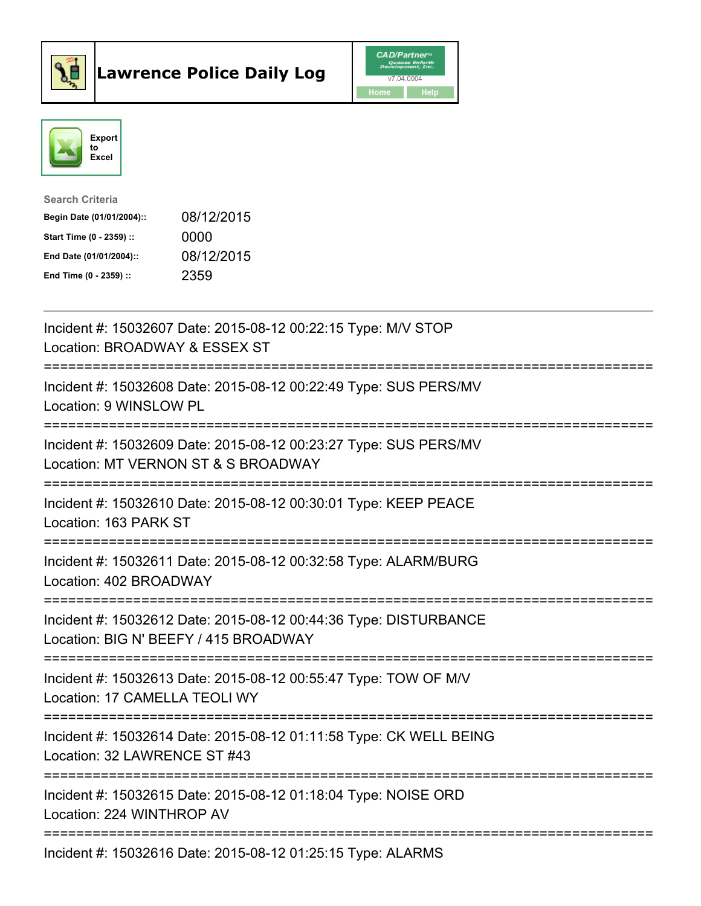# Lawrence Police Daily Log

Export to Excel

**Search Criteria**

| | |
|---|---|
| **Begin Date (01/01/2004)::** | 08/12/2015 |
| **Start Time (0 - 2359) ::** | 0000 |
| **End Date (01/01/2004)::** | 08/12/2015 |
| **End Time (0 - 2359) ::** | 2359 |

---

Incident #: 15032607 Date: 2015-08-12 00:22:15 Type: M/V STOP
Location: BROADWAY & ESSEX ST

===========================================================================

Incident #: 15032608 Date: 2015-08-12 00:22:49 Type: SUS PERS/MV
Location: 9 WINSLOW PL

===========================================================================

Incident #: 15032609 Date: 2015-08-12 00:23:27 Type: SUS PERS/MV
Location: MT VERNON ST & S BROADWAY

===========================================================================

Incident #: 15032610 Date: 2015-08-12 00:30:01 Type: KEEP PEACE
Location: 163 PARK ST

===========================================================================

Incident #: 15032611 Date: 2015-08-12 00:32:58 Type: ALARM/BURG
Location: 402 BROADWAY

===========================================================================

Incident #: 15032612 Date: 2015-08-12 00:44:36 Type: DISTURBANCE
Location: BIG N' BEEFY / 415 BROADWAY

===========================================================================

Incident #: 15032613 Date: 2015-08-12 00:55:47 Type: TOW OF M/V
Location: 17 CAMELLA TEOLI WY

===========================================================================

Incident #: 15032614 Date: 2015-08-12 01:11:58 Type: CK WELL BEING
Location: 32 LAWRENCE ST #43

===========================================================================

Incident #: 15032615 Date: 2015-08-12 01:18:04 Type: NOISE ORD
Location: 224 WINTHROP AV

===========================================================================

Incident #: 15032616 Date: 2015-08-12 01:25:15 Type: ALARMS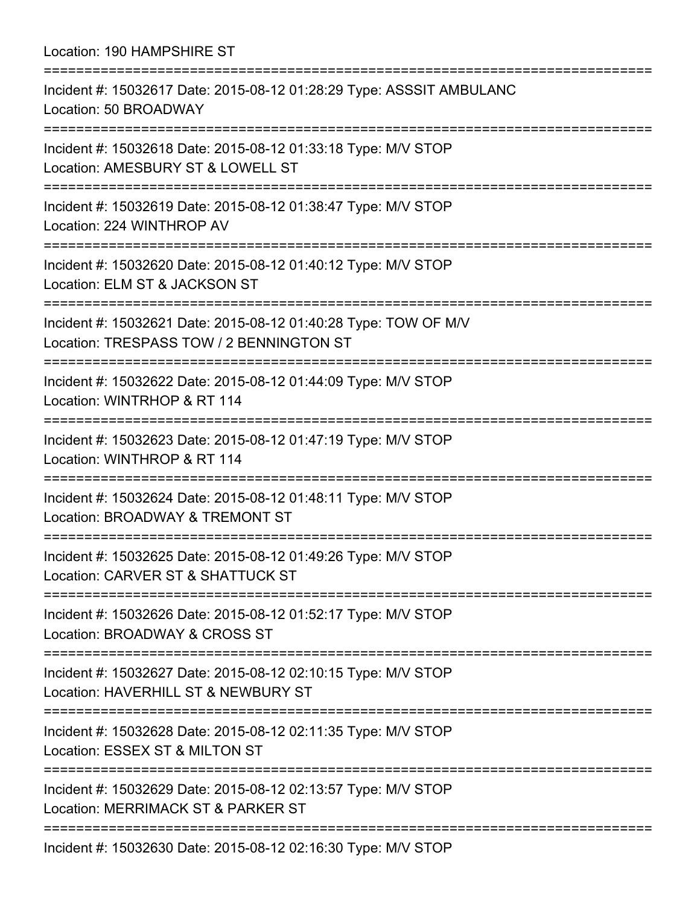Location: 190 HAMPSHIRE ST

===========================================================================

Incident #: 15032617 Date: 2015-08-12 01:28:29 Type: ASSSIT AMBULANC
Location: 50 BROADWAY

===========================================================================

Incident #: 15032618 Date: 2015-08-12 01:33:18 Type: M/V STOP
Location: AMESBURY ST & LOWELL ST

===========================================================================

Incident #: 15032619 Date: 2015-08-12 01:38:47 Type: M/V STOP
Location: 224 WINTHROP AV

===========================================================================

Incident #: 15032620 Date: 2015-08-12 01:40:12 Type: M/V STOP
Location: ELM ST & JACKSON ST

===========================================================================

Incident #: 15032621 Date: 2015-08-12 01:40:28 Type: TOW OF M/V
Location: TRESPASS TOW / 2 BENNINGTON ST

===========================================================================

Incident #: 15032622 Date: 2015-08-12 01:44:09 Type: M/V STOP
Location: WINTRHOP & RT 114

===========================================================================

Incident #: 15032623 Date: 2015-08-12 01:47:19 Type: M/V STOP
Location: WINTHROP & RT 114

===========================================================================

Incident #: 15032624 Date: 2015-08-12 01:48:11 Type: M/V STOP
Location: BROADWAY & TREMONT ST

===========================================================================

Incident #: 15032625 Date: 2015-08-12 01:49:26 Type: M/V STOP
Location: CARVER ST & SHATTUCK ST

===========================================================================

Incident #: 15032626 Date: 2015-08-12 01:52:17 Type: M/V STOP
Location: BROADWAY & CROSS ST

===========================================================================

Incident #: 15032627 Date: 2015-08-12 02:10:15 Type: M/V STOP
Location: HAVERHILL ST & NEWBURY ST

===========================================================================

Incident #: 15032628 Date: 2015-08-12 02:11:35 Type: M/V STOP
Location: ESSEX ST & MILTON ST

===========================================================================

Incident #: 15032629 Date: 2015-08-12 02:13:57 Type: M/V STOP
Location: MERRIMACK ST & PARKER ST

===========================================================================

Incident #: 15032630 Date: 2015-08-12 02:16:30 Type: M/V STOP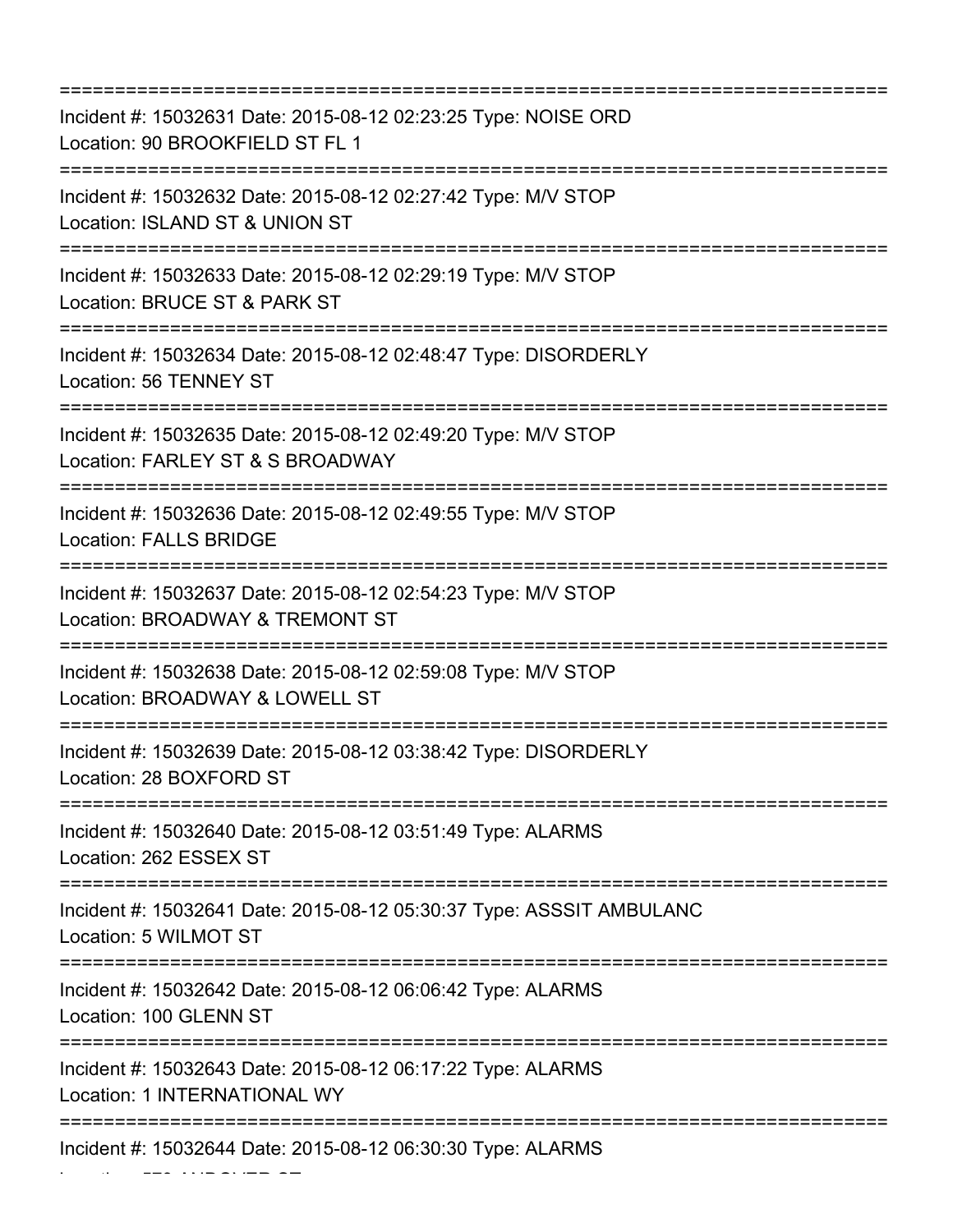===========================================================================
Incident #: 15032631 Date: 2015-08-12 02:23:25 Type: NOISE ORD
Location: 90 BROOKFIELD ST FL 1
===========================================================================
Incident #: 15032632 Date: 2015-08-12 02:27:42 Type: M/V STOP
Location: ISLAND ST & UNION ST
===========================================================================
Incident #: 15032633 Date: 2015-08-12 02:29:19 Type: M/V STOP
Location: BRUCE ST & PARK ST
===========================================================================
Incident #: 15032634 Date: 2015-08-12 02:48:47 Type: DISORDERLY
Location: 56 TENNEY ST
===========================================================================
Incident #: 15032635 Date: 2015-08-12 02:49:20 Type: M/V STOP
Location: FARLEY ST & S BROADWAY
===========================================================================
Incident #: 15032636 Date: 2015-08-12 02:49:55 Type: M/V STOP
Location: FALLS BRIDGE
===========================================================================
Incident #: 15032637 Date: 2015-08-12 02:54:23 Type: M/V STOP
Location: BROADWAY & TREMONT ST
===========================================================================
Incident #: 15032638 Date: 2015-08-12 02:59:08 Type: M/V STOP
Location: BROADWAY & LOWELL ST
===========================================================================
Incident #: 15032639 Date: 2015-08-12 03:38:42 Type: DISORDERLY
Location: 28 BOXFORD ST
===========================================================================
Incident #: 15032640 Date: 2015-08-12 03:51:49 Type: ALARMS
Location: 262 ESSEX ST
===========================================================================
Incident #: 15032641 Date: 2015-08-12 05:30:37 Type: ASSSIT AMBULANC
Location: 5 WILMOT ST
===========================================================================
Incident #: 15032642 Date: 2015-08-12 06:06:42 Type: ALARMS
Location: 100 GLENN ST
===========================================================================
Incident #: 15032643 Date: 2015-08-12 06:17:22 Type: ALARMS
Location: 1 INTERNATIONAL WY
===========================================================================
Incident #: 15032644 Date: 2015-08-12 06:30:30 Type: ALARMS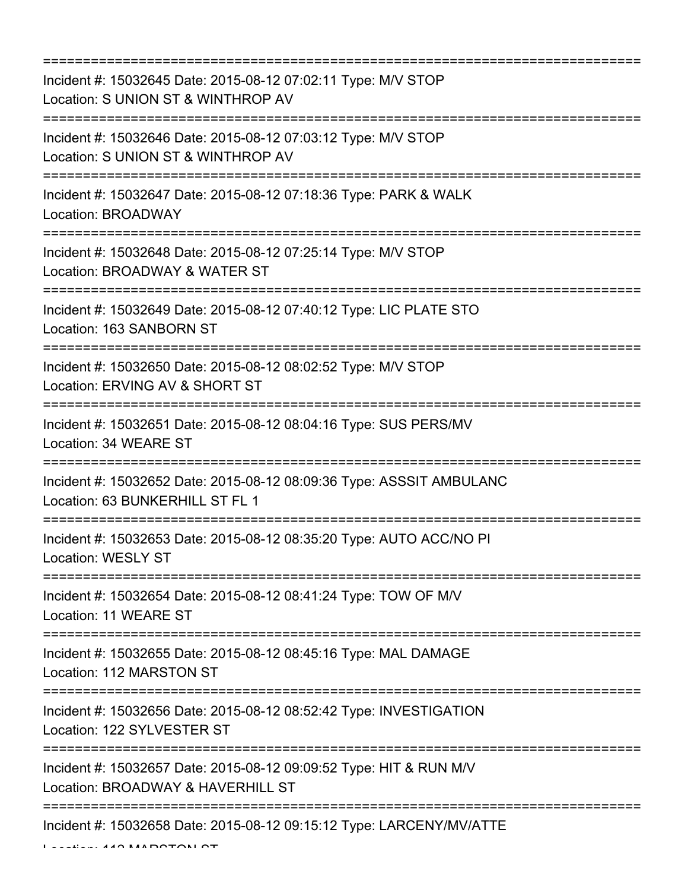===========================================================================
Incident #: 15032645 Date: 2015-08-12 07:02:11 Type: M/V STOP
Location: S UNION ST & WINTHROP AV
===========================================================================
Incident #: 15032646 Date: 2015-08-12 07:03:12 Type: M/V STOP
Location: S UNION ST & WINTHROP AV
===========================================================================
Incident #: 15032647 Date: 2015-08-12 07:18:36 Type: PARK & WALK
Location: BROADWAY
===========================================================================
Incident #: 15032648 Date: 2015-08-12 07:25:14 Type: M/V STOP
Location: BROADWAY & WATER ST
===========================================================================
Incident #: 15032649 Date: 2015-08-12 07:40:12 Type: LIC PLATE STO
Location: 163 SANBORN ST
===========================================================================
Incident #: 15032650 Date: 2015-08-12 08:02:52 Type: M/V STOP
Location: ERVING AV & SHORT ST
===========================================================================
Incident #: 15032651 Date: 2015-08-12 08:04:16 Type: SUS PERS/MV
Location: 34 WEARE ST
===========================================================================
Incident #: 15032652 Date: 2015-08-12 08:09:36 Type: ASSSIT AMBULANC
Location: 63 BUNKERHILL ST FL 1
===========================================================================
Incident #: 15032653 Date: 2015-08-12 08:35:20 Type: AUTO ACC/NO PI
Location: WESLY ST
===========================================================================
Incident #: 15032654 Date: 2015-08-12 08:41:24 Type: TOW OF M/V
Location: 11 WEARE ST
===========================================================================
Incident #: 15032655 Date: 2015-08-12 08:45:16 Type: MAL DAMAGE
Location: 112 MARSTON ST
===========================================================================
Incident #: 15032656 Date: 2015-08-12 08:52:42 Type: INVESTIGATION
Location: 122 SYLVESTER ST
===========================================================================
Incident #: 15032657 Date: 2015-08-12 09:09:52 Type: HIT & RUN M/V
Location: BROADWAY & HAVERHILL ST
===========================================================================
Incident #: 15032658 Date: 2015-08-12 09:15:12 Type: LARCENY/MV/ATTE
Location: 112 MARSTON ST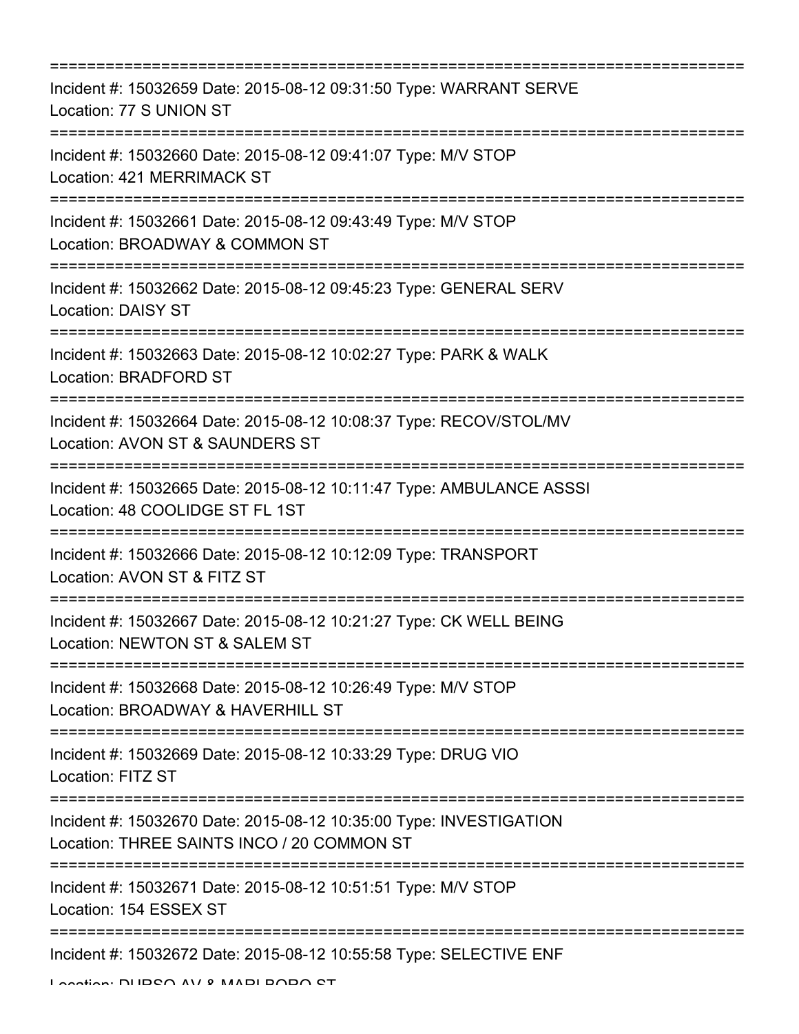===========================================================================

Incident #: 15032659 Date: 2015-08-12 09:31:50 Type: WARRANT SERVE
Location: 77 S UNION ST

===========================================================================

Incident #: 15032660 Date: 2015-08-12 09:41:07 Type: M/V STOP
Location: 421 MERRIMACK ST

===========================================================================

Incident #: 15032661 Date: 2015-08-12 09:43:49 Type: M/V STOP
Location: BROADWAY & COMMON ST

===========================================================================

Incident #: 15032662 Date: 2015-08-12 09:45:23 Type: GENERAL SERV
Location: DAISY ST

===========================================================================

Incident #: 15032663 Date: 2015-08-12 10:02:27 Type: PARK & WALK
Location: BRADFORD ST

===========================================================================

Incident #: 15032664 Date: 2015-08-12 10:08:37 Type: RECOV/STOL/MV
Location: AVON ST & SAUNDERS ST

===========================================================================

Incident #: 15032665 Date: 2015-08-12 10:11:47 Type: AMBULANCE ASSSI
Location: 48 COOLIDGE ST FL 1ST

===========================================================================

Incident #: 15032666 Date: 2015-08-12 10:12:09 Type: TRANSPORT
Location: AVON ST & FITZ ST

===========================================================================

Incident #: 15032667 Date: 2015-08-12 10:21:27 Type: CK WELL BEING
Location: NEWTON ST & SALEM ST

===========================================================================

Incident #: 15032668 Date: 2015-08-12 10:26:49 Type: M/V STOP
Location: BROADWAY & HAVERHILL ST

===========================================================================

Incident #: 15032669 Date: 2015-08-12 10:33:29 Type: DRUG VIO
Location: FITZ ST

===========================================================================

Incident #: 15032670 Date: 2015-08-12 10:35:00 Type: INVESTIGATION
Location: THREE SAINTS INCO / 20 COMMON ST

===========================================================================

Incident #: 15032671 Date: 2015-08-12 10:51:51 Type: M/V STOP
Location: 154 ESSEX ST

===========================================================================

Incident #: 15032672 Date: 2015-08-12 10:55:58 Type: SELECTIVE ENF
Location: DURSO AV & MARLBORO ST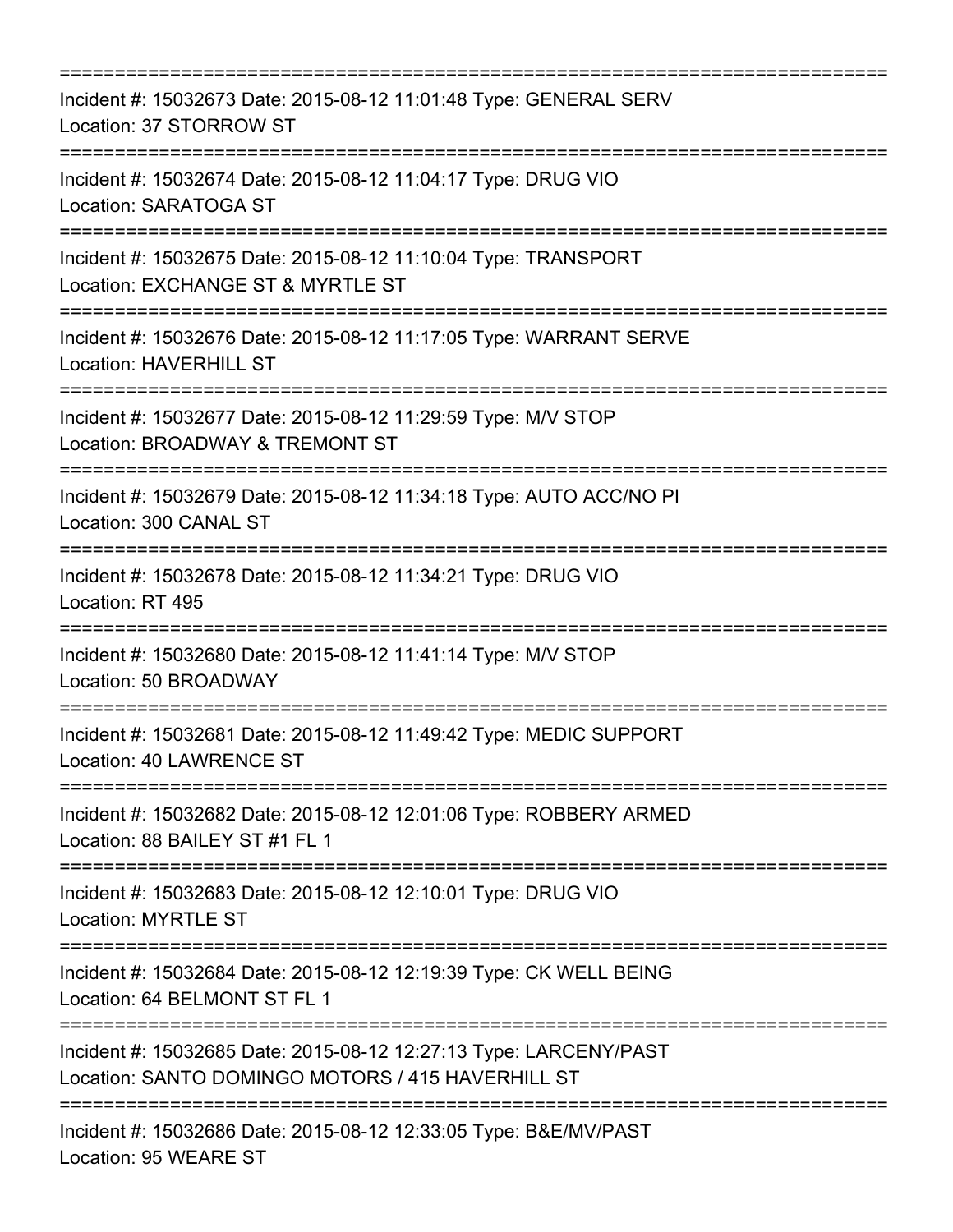===========================================================================

Incident #: 15032673 Date: 2015-08-12 11:01:48 Type: GENERAL SERV
Location: 37 STORROW ST

===========================================================================

Incident #: 15032674 Date: 2015-08-12 11:04:17 Type: DRUG VIO
Location: SARATOGA ST

===========================================================================

Incident #: 15032675 Date: 2015-08-12 11:10:04 Type: TRANSPORT
Location: EXCHANGE ST & MYRTLE ST

===========================================================================

Incident #: 15032676 Date: 2015-08-12 11:17:05 Type: WARRANT SERVE
Location: HAVERHILL ST

===========================================================================

Incident #: 15032677 Date: 2015-08-12 11:29:59 Type: M/V STOP
Location: BROADWAY & TREMONT ST

===========================================================================

Incident #: 15032679 Date: 2015-08-12 11:34:18 Type: AUTO ACC/NO PI
Location: 300 CANAL ST

===========================================================================

Incident #: 15032678 Date: 2015-08-12 11:34:21 Type: DRUG VIO
Location: RT 495

===========================================================================

Incident #: 15032680 Date: 2015-08-12 11:41:14 Type: M/V STOP
Location: 50 BROADWAY

===========================================================================

Incident #: 15032681 Date: 2015-08-12 11:49:42 Type: MEDIC SUPPORT
Location: 40 LAWRENCE ST

===========================================================================

Incident #: 15032682 Date: 2015-08-12 12:01:06 Type: ROBBERY ARMED
Location: 88 BAILEY ST #1 FL 1

===========================================================================

Incident #: 15032683 Date: 2015-08-12 12:10:01 Type: DRUG VIO
Location: MYRTLE ST

===========================================================================

Incident #: 15032684 Date: 2015-08-12 12:19:39 Type: CK WELL BEING
Location: 64 BELMONT ST FL 1

===========================================================================

Incident #: 15032685 Date: 2015-08-12 12:27:13 Type: LARCENY/PAST
Location: SANTO DOMINGO MOTORS / 415 HAVERHILL ST

===========================================================================

Incident #: 15032686 Date: 2015-08-12 12:33:05 Type: B&E/MV/PAST
Location: 95 WEARE ST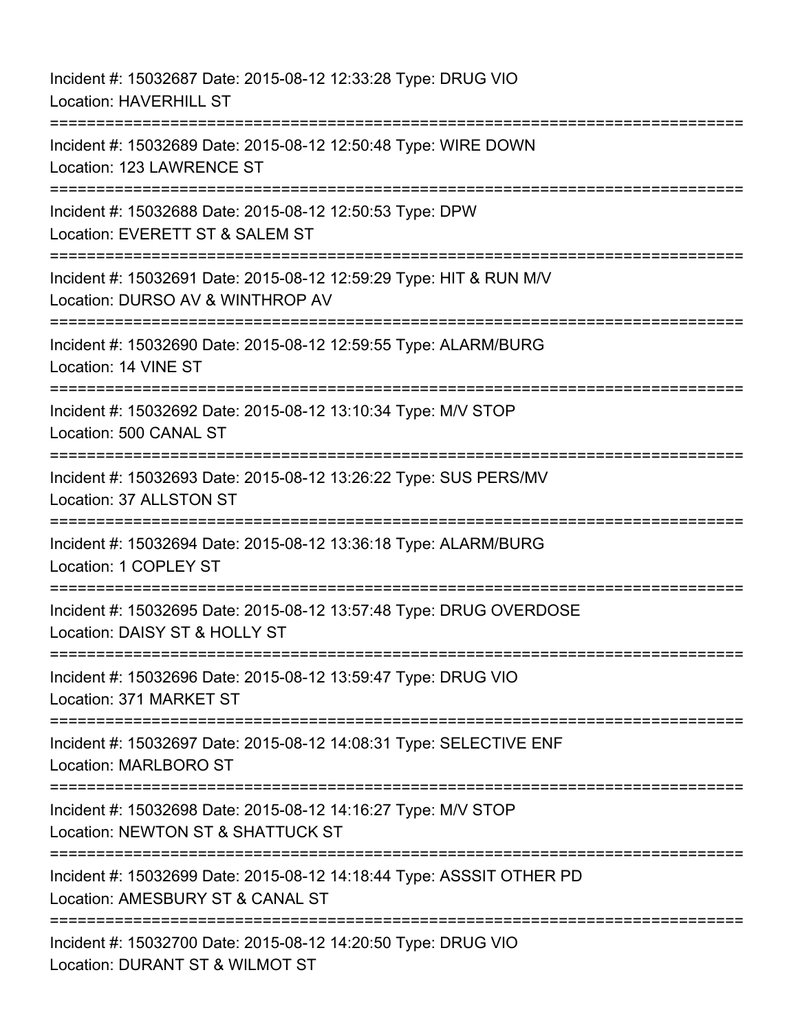Incident #: 15032687 Date: 2015-08-12 12:33:28 Type: DRUG VIO
Location: HAVERHILL ST

===========================================================================

Incident #: 15032689 Date: 2015-08-12 12:50:48 Type: WIRE DOWN
Location: 123 LAWRENCE ST

===========================================================================

Incident #: 15032688 Date: 2015-08-12 12:50:53 Type: DPW
Location: EVERETT ST & SALEM ST

===========================================================================

Incident #: 15032691 Date: 2015-08-12 12:59:29 Type: HIT & RUN M/V
Location: DURSO AV & WINTHROP AV

===========================================================================

Incident #: 15032690 Date: 2015-08-12 12:59:55 Type: ALARM/BURG
Location: 14 VINE ST

===========================================================================

Incident #: 15032692 Date: 2015-08-12 13:10:34 Type: M/V STOP
Location: 500 CANAL ST

===========================================================================

Incident #: 15032693 Date: 2015-08-12 13:26:22 Type: SUS PERS/MV
Location: 37 ALLSTON ST

===========================================================================

Incident #: 15032694 Date: 2015-08-12 13:36:18 Type: ALARM/BURG
Location: 1 COPLEY ST

===========================================================================

Incident #: 15032695 Date: 2015-08-12 13:57:48 Type: DRUG OVERDOSE
Location: DAISY ST & HOLLY ST

===========================================================================

Incident #: 15032696 Date: 2015-08-12 13:59:47 Type: DRUG VIO
Location: 371 MARKET ST

===========================================================================

Incident #: 15032697 Date: 2015-08-12 14:08:31 Type: SELECTIVE ENF
Location: MARLBORO ST

===========================================================================

Incident #: 15032698 Date: 2015-08-12 14:16:27 Type: M/V STOP
Location: NEWTON ST & SHATTUCK ST

===========================================================================

Incident #: 15032699 Date: 2015-08-12 14:18:44 Type: ASSSIT OTHER PD
Location: AMESBURY ST & CANAL ST

===========================================================================

Incident #: 15032700 Date: 2015-08-12 14:20:50 Type: DRUG VIO
Location: DURANT ST & WILMOT ST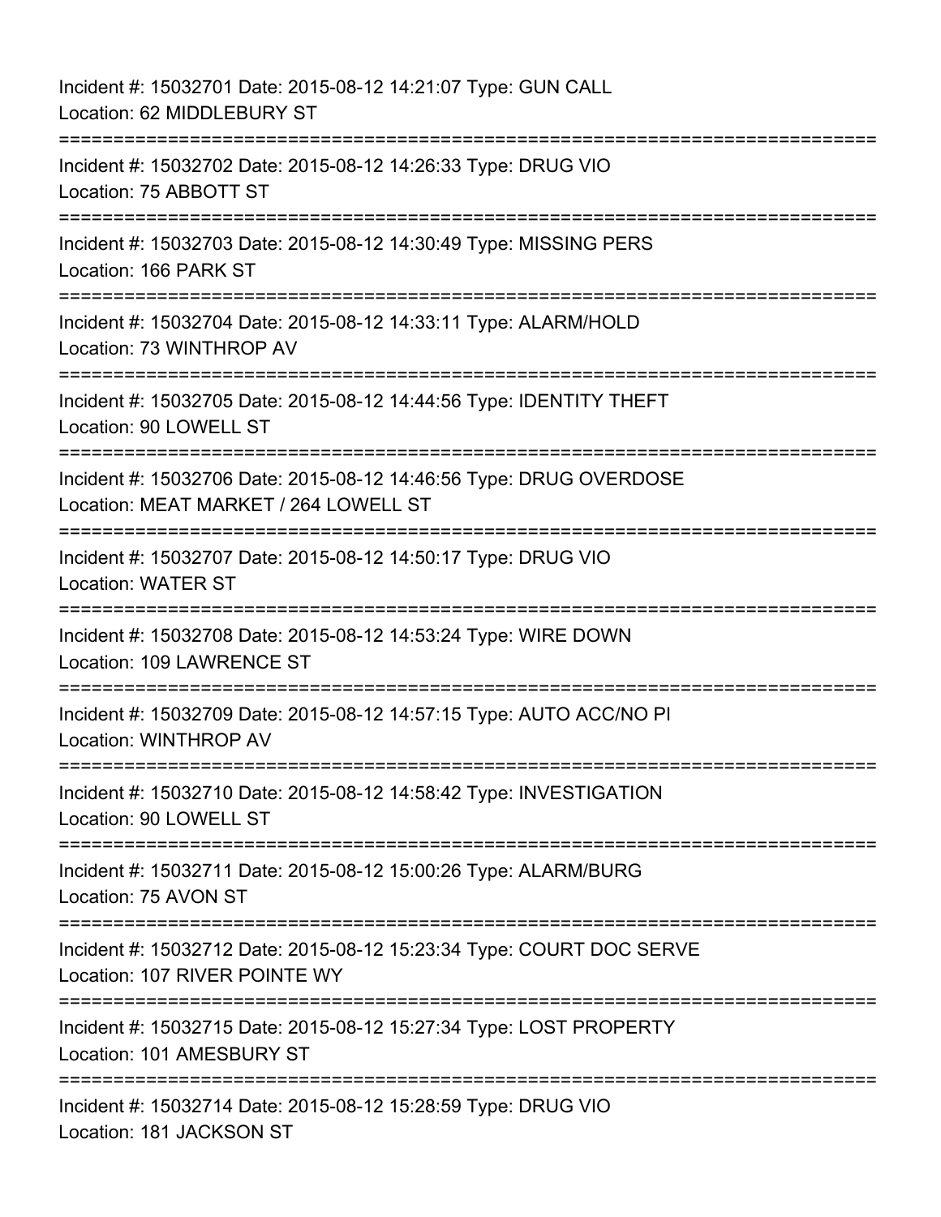Incident #: 15032701 Date: 2015-08-12 14:21:07 Type: GUN CALL
Location: 62 MIDDLEBURY ST

===========================================================================

Incident #: 15032702 Date: 2015-08-12 14:26:33 Type: DRUG VIO
Location: 75 ABBOTT ST

===========================================================================

Incident #: 15032703 Date: 2015-08-12 14:30:49 Type: MISSING PERS
Location: 166 PARK ST

===========================================================================

Incident #: 15032704 Date: 2015-08-12 14:33:11 Type: ALARM/HOLD
Location: 73 WINTHROP AV

===========================================================================

Incident #: 15032705 Date: 2015-08-12 14:44:56 Type: IDENTITY THEFT
Location: 90 LOWELL ST

===========================================================================

Incident #: 15032706 Date: 2015-08-12 14:46:56 Type: DRUG OVERDOSE
Location: MEAT MARKET / 264 LOWELL ST

===========================================================================

Incident #: 15032707 Date: 2015-08-12 14:50:17 Type: DRUG VIO
Location: WATER ST

===========================================================================

Incident #: 15032708 Date: 2015-08-12 14:53:24 Type: WIRE DOWN
Location: 109 LAWRENCE ST

===========================================================================

Incident #: 15032709 Date: 2015-08-12 14:57:15 Type: AUTO ACC/NO PI
Location: WINTHROP AV

===========================================================================

Incident #: 15032710 Date: 2015-08-12 14:58:42 Type: INVESTIGATION
Location: 90 LOWELL ST

===========================================================================

Incident #: 15032711 Date: 2015-08-12 15:00:26 Type: ALARM/BURG
Location: 75 AVON ST

===========================================================================

Incident #: 15032712 Date: 2015-08-12 15:23:34 Type: COURT DOC SERVE
Location: 107 RIVER POINTE WY

===========================================================================

Incident #: 15032715 Date: 2015-08-12 15:27:34 Type: LOST PROPERTY
Location: 101 AMESBURY ST

===========================================================================

Incident #: 15032714 Date: 2015-08-12 15:28:59 Type: DRUG VIO
Location: 181 JACKSON ST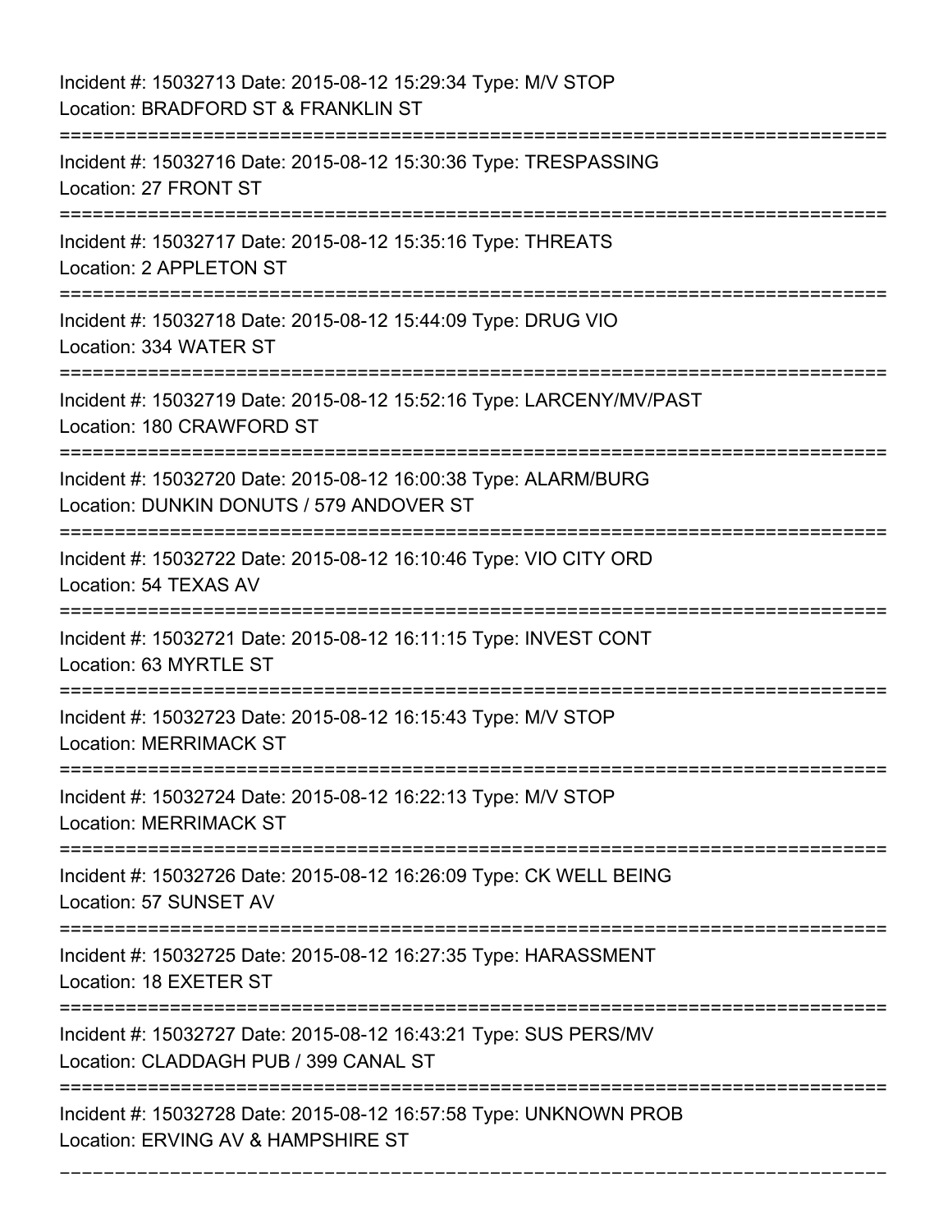Incident #: 15032713 Date: 2015-08-12 15:29:34 Type: M/V STOP
Location: BRADFORD ST & FRANKLIN ST

===========================================================================

Incident #: 15032716 Date: 2015-08-12 15:30:36 Type: TRESPASSING
Location: 27 FRONT ST

===========================================================================

Incident #: 15032717 Date: 2015-08-12 15:35:16 Type: THREATS
Location: 2 APPLETON ST

===========================================================================

Incident #: 15032718 Date: 2015-08-12 15:44:09 Type: DRUG VIO
Location: 334 WATER ST

===========================================================================

Incident #: 15032719 Date: 2015-08-12 15:52:16 Type: LARCENY/MV/PAST
Location: 180 CRAWFORD ST

===========================================================================

Incident #: 15032720 Date: 2015-08-12 16:00:38 Type: ALARM/BURG
Location: DUNKIN DONUTS / 579 ANDOVER ST

===========================================================================

Incident #: 15032722 Date: 2015-08-12 16:10:46 Type: VIO CITY ORD
Location: 54 TEXAS AV

===========================================================================

Incident #: 15032721 Date: 2015-08-12 16:11:15 Type: INVEST CONT
Location: 63 MYRTLE ST

===========================================================================

Incident #: 15032723 Date: 2015-08-12 16:15:43 Type: M/V STOP
Location: MERRIMACK ST

===========================================================================

Incident #: 15032724 Date: 2015-08-12 16:22:13 Type: M/V STOP
Location: MERRIMACK ST

===========================================================================

Incident #: 15032726 Date: 2015-08-12 16:26:09 Type: CK WELL BEING
Location: 57 SUNSET AV

===========================================================================

Incident #: 15032725 Date: 2015-08-12 16:27:35 Type: HARASSMENT
Location: 18 EXETER ST

===========================================================================

Incident #: 15032727 Date: 2015-08-12 16:43:21 Type: SUS PERS/MV
Location: CLADDAGH PUB / 399 CANAL ST

===========================================================================

Incident #: 15032728 Date: 2015-08-12 16:57:58 Type: UNKNOWN PROB
Location: ERVING AV & HAMPSHIRE ST

===========================================================================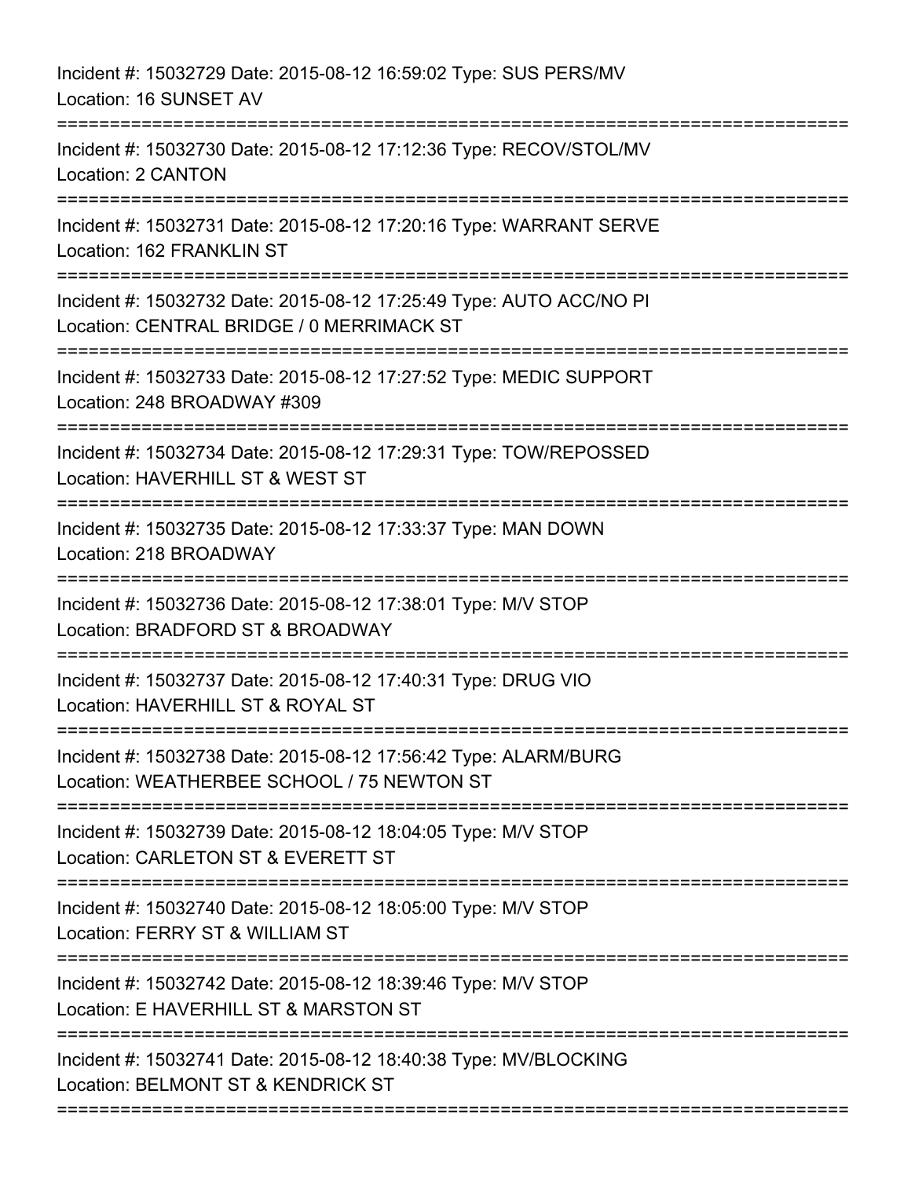Incident #: 15032729 Date: 2015-08-12 16:59:02 Type: SUS PERS/MV
Location: 16 SUNSET AV

===========================================================================

Incident #: 15032730 Date: 2015-08-12 17:12:36 Type: RECOV/STOL/MV
Location: 2 CANTON

===========================================================================

Incident #: 15032731 Date: 2015-08-12 17:20:16 Type: WARRANT SERVE
Location: 162 FRANKLIN ST

===========================================================================

Incident #: 15032732 Date: 2015-08-12 17:25:49 Type: AUTO ACC/NO PI
Location: CENTRAL BRIDGE / 0 MERRIMACK ST

===========================================================================

Incident #: 15032733 Date: 2015-08-12 17:27:52 Type: MEDIC SUPPORT
Location: 248 BROADWAY #309

===========================================================================

Incident #: 15032734 Date: 2015-08-12 17:29:31 Type: TOW/REPOSSED
Location: HAVERHILL ST & WEST ST

===========================================================================

Incident #: 15032735 Date: 2015-08-12 17:33:37 Type: MAN DOWN
Location: 218 BROADWAY

===========================================================================

Incident #: 15032736 Date: 2015-08-12 17:38:01 Type: M/V STOP
Location: BRADFORD ST & BROADWAY

===========================================================================

Incident #: 15032737 Date: 2015-08-12 17:40:31 Type: DRUG VIO
Location: HAVERHILL ST & ROYAL ST

===========================================================================

Incident #: 15032738 Date: 2015-08-12 17:56:42 Type: ALARM/BURG
Location: WEATHERBEE SCHOOL / 75 NEWTON ST

===========================================================================

Incident #: 15032739 Date: 2015-08-12 18:04:05 Type: M/V STOP
Location: CARLETON ST & EVERETT ST

===========================================================================

Incident #: 15032740 Date: 2015-08-12 18:05:00 Type: M/V STOP
Location: FERRY ST & WILLIAM ST

===========================================================================

Incident #: 15032742 Date: 2015-08-12 18:39:46 Type: M/V STOP
Location: E HAVERHILL ST & MARSTON ST

===========================================================================

Incident #: 15032741 Date: 2015-08-12 18:40:38 Type: MV/BLOCKING
Location: BELMONT ST & KENDRICK ST

===========================================================================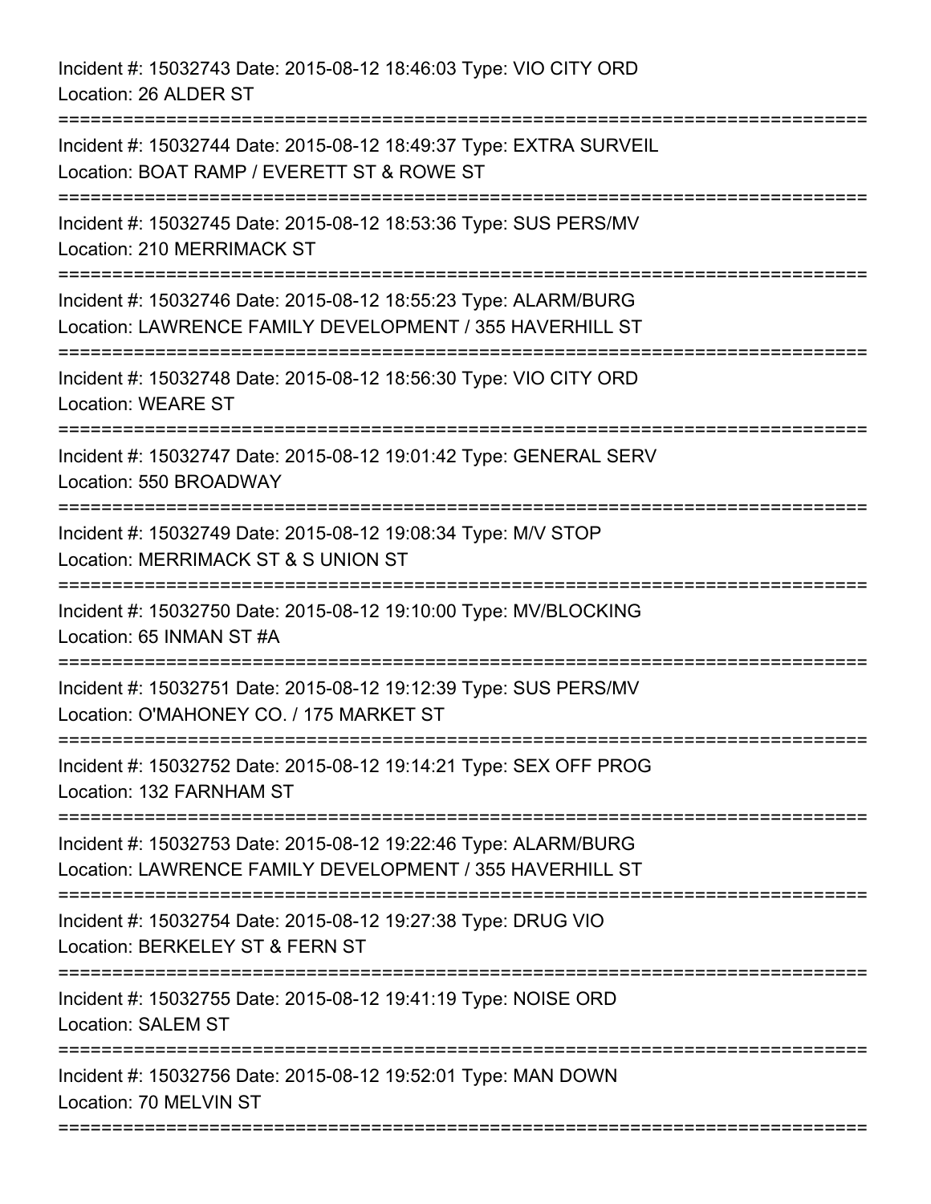Incident #: 15032743 Date: 2015-08-12 18:46:03 Type: VIO CITY ORD
Location: 26 ALDER ST

===========================================================================

Incident #: 15032744 Date: 2015-08-12 18:49:37 Type: EXTRA SURVEIL
Location: BOAT RAMP / EVERETT ST & ROWE ST

===========================================================================

Incident #: 15032745 Date: 2015-08-12 18:53:36 Type: SUS PERS/MV
Location: 210 MERRIMACK ST

===========================================================================

Incident #: 15032746 Date: 2015-08-12 18:55:23 Type: ALARM/BURG
Location: LAWRENCE FAMILY DEVELOPMENT / 355 HAVERHILL ST

===========================================================================

Incident #: 15032748 Date: 2015-08-12 18:56:30 Type: VIO CITY ORD
Location: WEARE ST

===========================================================================

Incident #: 15032747 Date: 2015-08-12 19:01:42 Type: GENERAL SERV
Location: 550 BROADWAY

===========================================================================

Incident #: 15032749 Date: 2015-08-12 19:08:34 Type: M/V STOP
Location: MERRIMACK ST & S UNION ST

===========================================================================

Incident #: 15032750 Date: 2015-08-12 19:10:00 Type: MV/BLOCKING
Location: 65 INMAN ST #A

===========================================================================

Incident #: 15032751 Date: 2015-08-12 19:12:39 Type: SUS PERS/MV
Location: O'MAHONEY CO. / 175 MARKET ST

===========================================================================

Incident #: 15032752 Date: 2015-08-12 19:14:21 Type: SEX OFF PROG
Location: 132 FARNHAM ST

===========================================================================

Incident #: 15032753 Date: 2015-08-12 19:22:46 Type: ALARM/BURG
Location: LAWRENCE FAMILY DEVELOPMENT / 355 HAVERHILL ST

===========================================================================

Incident #: 15032754 Date: 2015-08-12 19:27:38 Type: DRUG VIO
Location: BERKELEY ST & FERN ST

===========================================================================

Incident #: 15032755 Date: 2015-08-12 19:41:19 Type: NOISE ORD
Location: SALEM ST

===========================================================================

Incident #: 15032756 Date: 2015-08-12 19:52:01 Type: MAN DOWN
Location: 70 MELVIN ST

===========================================================================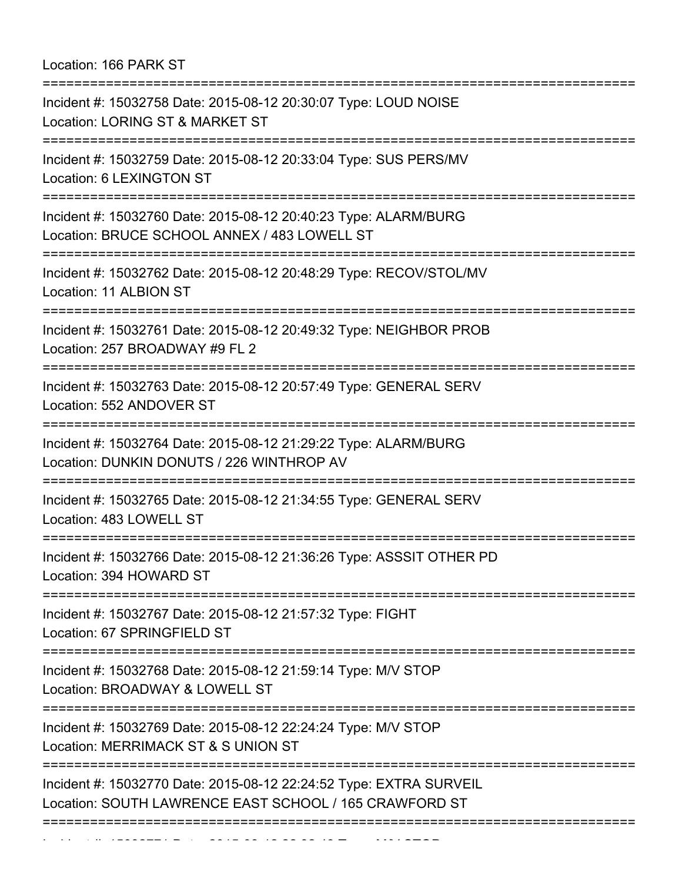Location: 166 PARK ST

===========================================================================

Incident #: 15032758 Date: 2015-08-12 20:30:07 Type: LOUD NOISE
Location: LORING ST & MARKET ST

===========================================================================

Incident #: 15032759 Date: 2015-08-12 20:33:04 Type: SUS PERS/MV
Location: 6 LEXINGTON ST

===========================================================================

Incident #: 15032760 Date: 2015-08-12 20:40:23 Type: ALARM/BURG
Location: BRUCE SCHOOL ANNEX / 483 LOWELL ST

===========================================================================

Incident #: 15032762 Date: 2015-08-12 20:48:29 Type: RECOV/STOL/MV
Location: 11 ALBION ST

===========================================================================

Incident #: 15032761 Date: 2015-08-12 20:49:32 Type: NEIGHBOR PROB
Location: 257 BROADWAY #9 FL 2

===========================================================================

Incident #: 15032763 Date: 2015-08-12 20:57:49 Type: GENERAL SERV
Location: 552 ANDOVER ST

===========================================================================

Incident #: 15032764 Date: 2015-08-12 21:29:22 Type: ALARM/BURG
Location: DUNKIN DONUTS / 226 WINTHROP AV

===========================================================================

Incident #: 15032765 Date: 2015-08-12 21:34:55 Type: GENERAL SERV
Location: 483 LOWELL ST

===========================================================================

Incident #: 15032766 Date: 2015-08-12 21:36:26 Type: ASSSIT OTHER PD
Location: 394 HOWARD ST

===========================================================================

Incident #: 15032767 Date: 2015-08-12 21:57:32 Type: FIGHT
Location: 67 SPRINGFIELD ST

===========================================================================

Incident #: 15032768 Date: 2015-08-12 21:59:14 Type: M/V STOP
Location: BROADWAY & LOWELL ST

===========================================================================

Incident #: 15032769 Date: 2015-08-12 22:24:24 Type: M/V STOP
Location: MERRIMACK ST & S UNION ST

===========================================================================

Incident #: 15032770 Date: 2015-08-12 22:24:52 Type: EXTRA SURVEIL
Location: SOUTH LAWRENCE EAST SCHOOL / 165 CRAWFORD ST

===========================================================================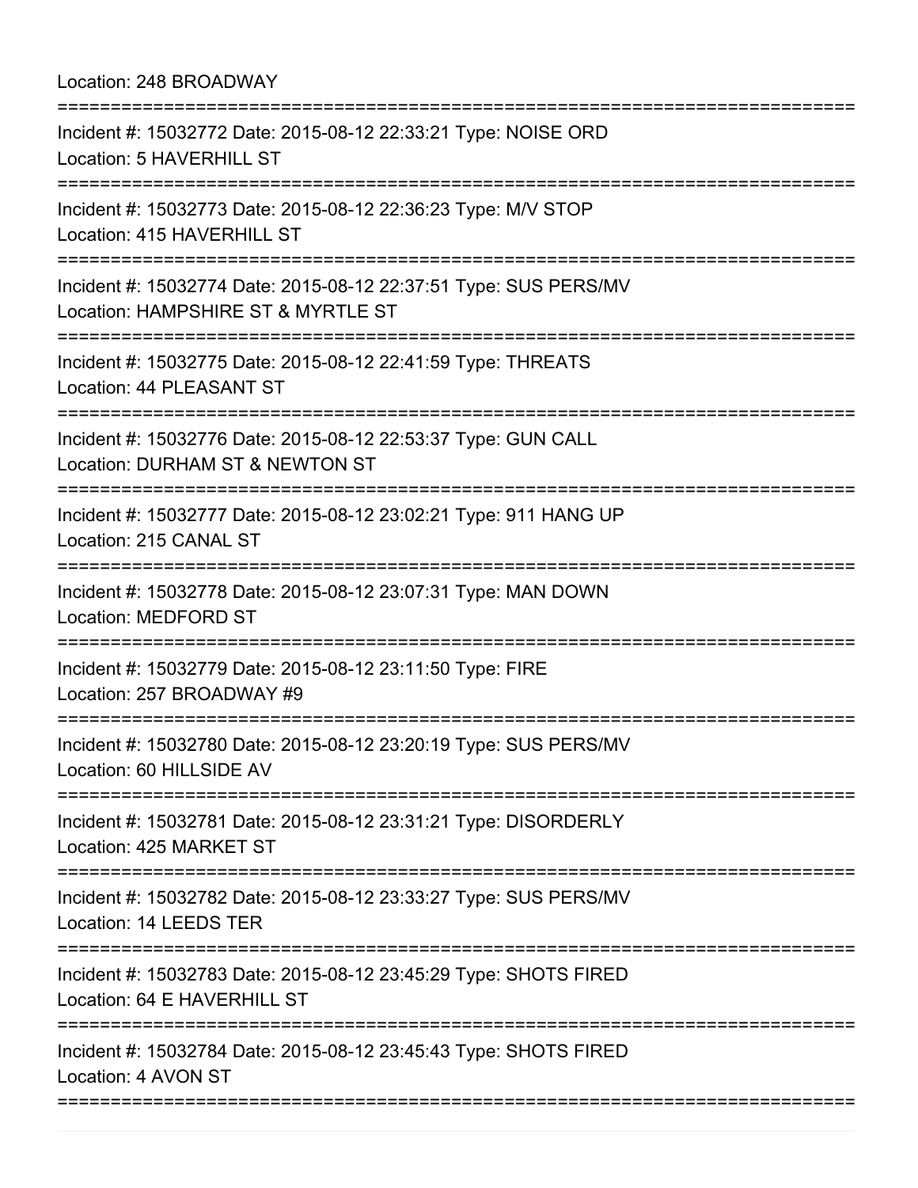Location: 248 BROADWAY

===========================================================================

Incident #: 15032772 Date: 2015-08-12 22:33:21 Type: NOISE ORD
Location: 5 HAVERHILL ST

===========================================================================

Incident #: 15032773 Date: 2015-08-12 22:36:23 Type: M/V STOP
Location: 415 HAVERHILL ST

===========================================================================

Incident #: 15032774 Date: 2015-08-12 22:37:51 Type: SUS PERS/MV
Location: HAMPSHIRE ST & MYRTLE ST

===========================================================================

Incident #: 15032775 Date: 2015-08-12 22:41:59 Type: THREATS
Location: 44 PLEASANT ST

===========================================================================

Incident #: 15032776 Date: 2015-08-12 22:53:37 Type: GUN CALL
Location: DURHAM ST & NEWTON ST

===========================================================================

Incident #: 15032777 Date: 2015-08-12 23:02:21 Type: 911 HANG UP
Location: 215 CANAL ST

===========================================================================

Incident #: 15032778 Date: 2015-08-12 23:07:31 Type: MAN DOWN
Location: MEDFORD ST

===========================================================================

Incident #: 15032779 Date: 2015-08-12 23:11:50 Type: FIRE
Location: 257 BROADWAY #9

===========================================================================

Incident #: 15032780 Date: 2015-08-12 23:20:19 Type: SUS PERS/MV
Location: 60 HILLSIDE AV

===========================================================================

Incident #: 15032781 Date: 2015-08-12 23:31:21 Type: DISORDERLY
Location: 425 MARKET ST

===========================================================================

Incident #: 15032782 Date: 2015-08-12 23:33:27 Type: SUS PERS/MV
Location: 14 LEEDS TER

===========================================================================

Incident #: 15032783 Date: 2015-08-12 23:45:29 Type: SHOTS FIRED
Location: 64 E HAVERHILL ST

===========================================================================

Incident #: 15032784 Date: 2015-08-12 23:45:43 Type: SHOTS FIRED
Location: 4 AVON ST

===========================================================================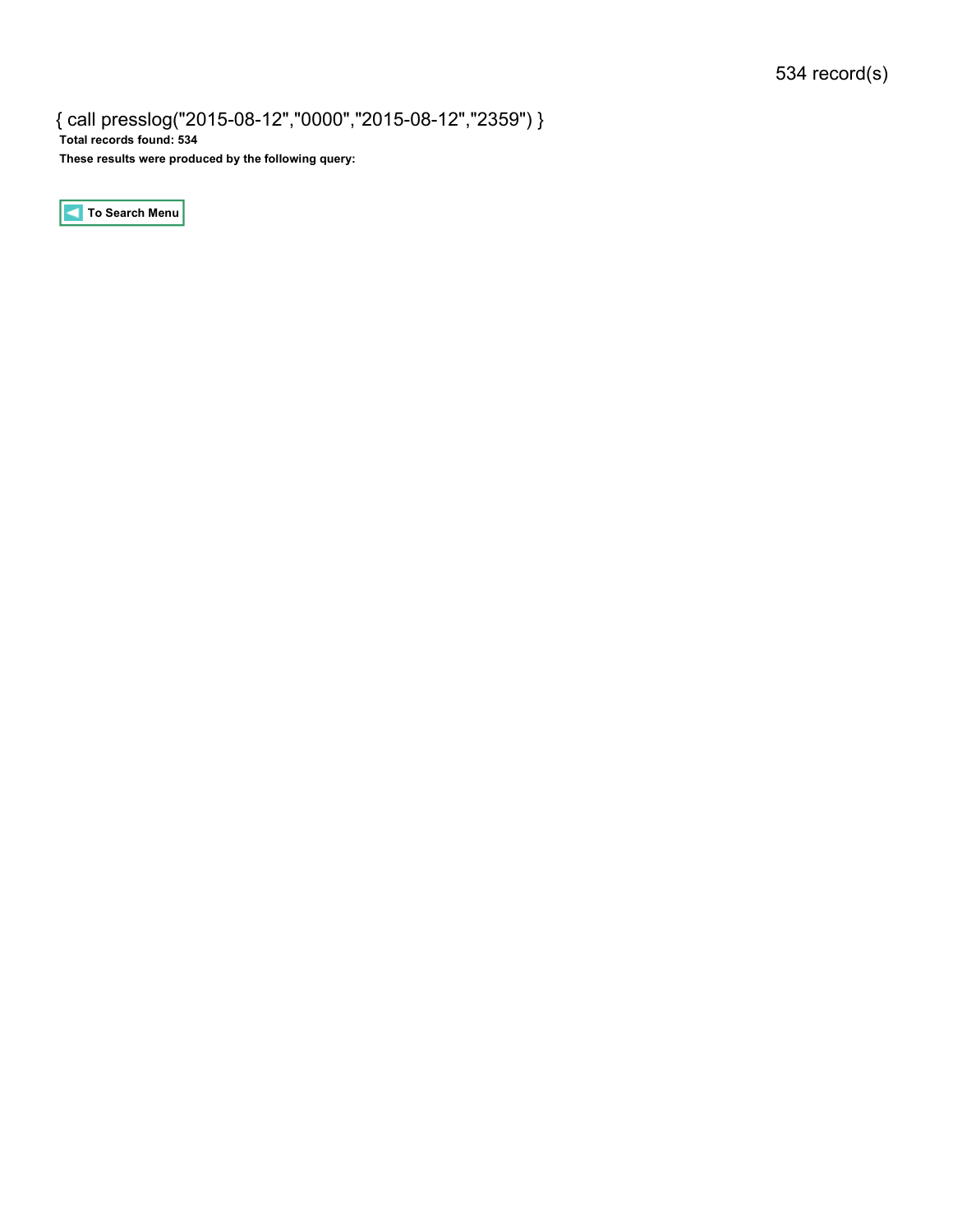534 record(s)

{ call presslog("2015-08-12","0000","2015-08-12","2359") }

**Total records found: 534**

**These results were produced by the following query:**

**To Search Menu**